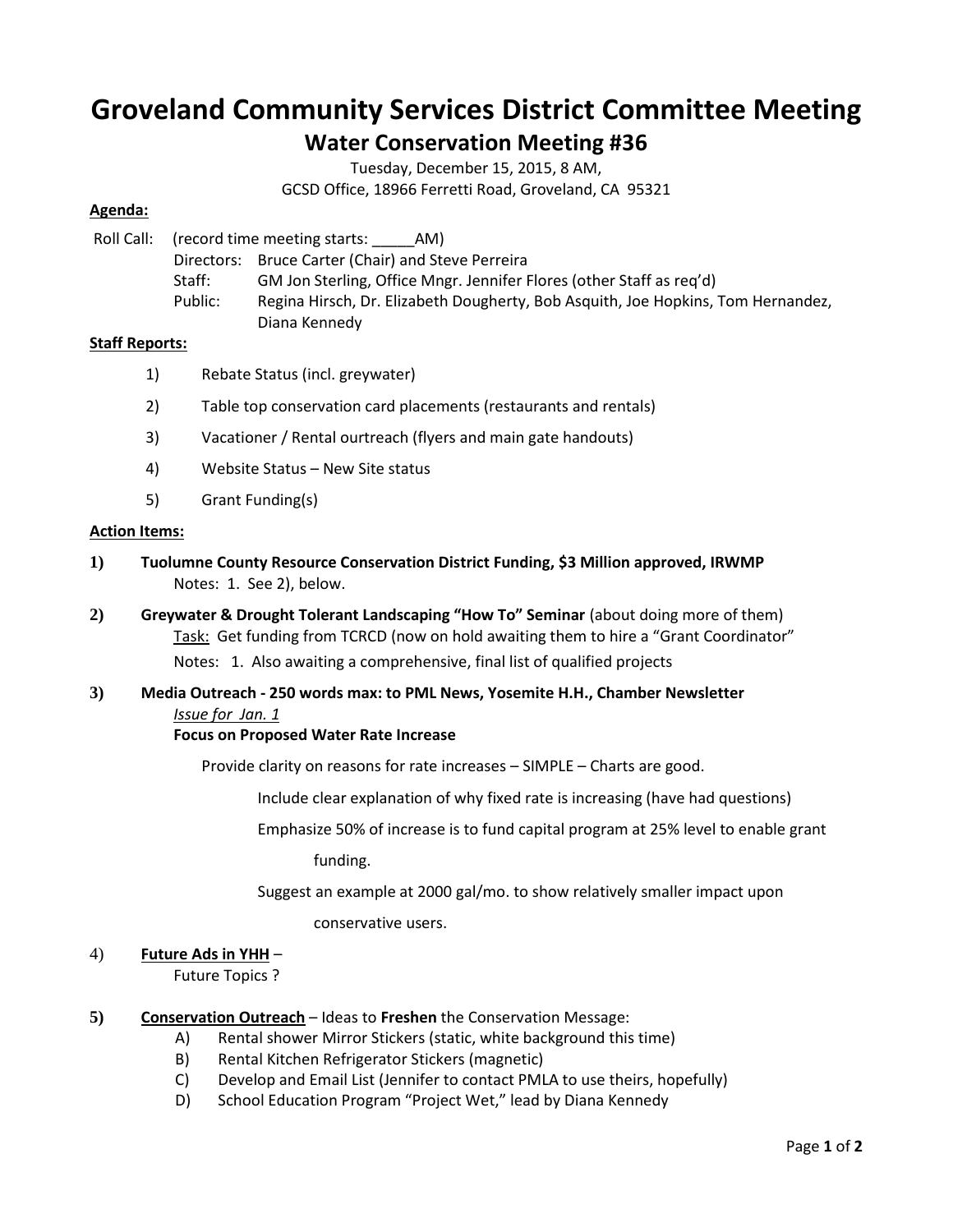# Groveland Community Services District Committee Meeting

## Water Conservation Meeting #36

Tuesday, December 15, 2015, 8 AM,

GCSD Office, 18966 Ferretti Road, Groveland, CA 95321

**Agenda:**

Roll Call: (record time meeting starts: _____AM)

- Directors: Bruce Carter (Chair) and Steve Perreira
- Staff: GM Jon Sterling, Office Mngr. Jennifer Flores (other Staff as req'd)
- Public: Regina Hirsch, Dr. Elizabeth Dougherty, Bob Asquith, Joe Hopkins, Tom Hernandez, Diana Kennedy

**Staff Reports:**

1) Rebate Status (incl. greywater)
2) Table top conservation card placements (restaurants and rentals)
3) Vacationer / Rental ourtreach (flyers and main gate handouts)
4) Website Status – New Site status
5) Grant Funding(s)

**Action Items:**

**1) Tuolumne County Resource Conservation District Funding, $3 Million approved, IRWMP**

Notes: 1. See 2), below.

**2) Greywater & Drought Tolerant Landscaping "How To" Seminar** (about doing more of them)

Task: Get funding from TCRCD (now on hold awaiting them to hire a "Grant Coordinator"

Notes: 1. Also awaiting a comprehensive, final list of qualified projects

**3) Media Outreach - 250 words max: to PML News, Yosemite H.H., Chamber Newsletter**

*Issue for Jan. 1*

**Focus on Proposed Water Rate Increase**

Provide clarity on reasons for rate increases – SIMPLE – Charts are good.

Include clear explanation of why fixed rate is increasing (have had questions)

Emphasize 50% of increase is to fund capital program at 25% level to enable grant funding.

Suggest an example at 2000 gal/mo. to show relatively smaller impact upon conservative users.

4) **Future Ads in YHH** –

Future Topics ?

**5) Conservation Outreach** – Ideas to **Freshen** the Conservation Message:

A) Rental shower Mirror Stickers (static, white background this time)

B) Rental Kitchen Refrigerator Stickers (magnetic)

C) Develop and Email List (Jennifer to contact PMLA to use theirs, hopefully)

D) School Education Program "Project Wet," lead by Diana Kennedy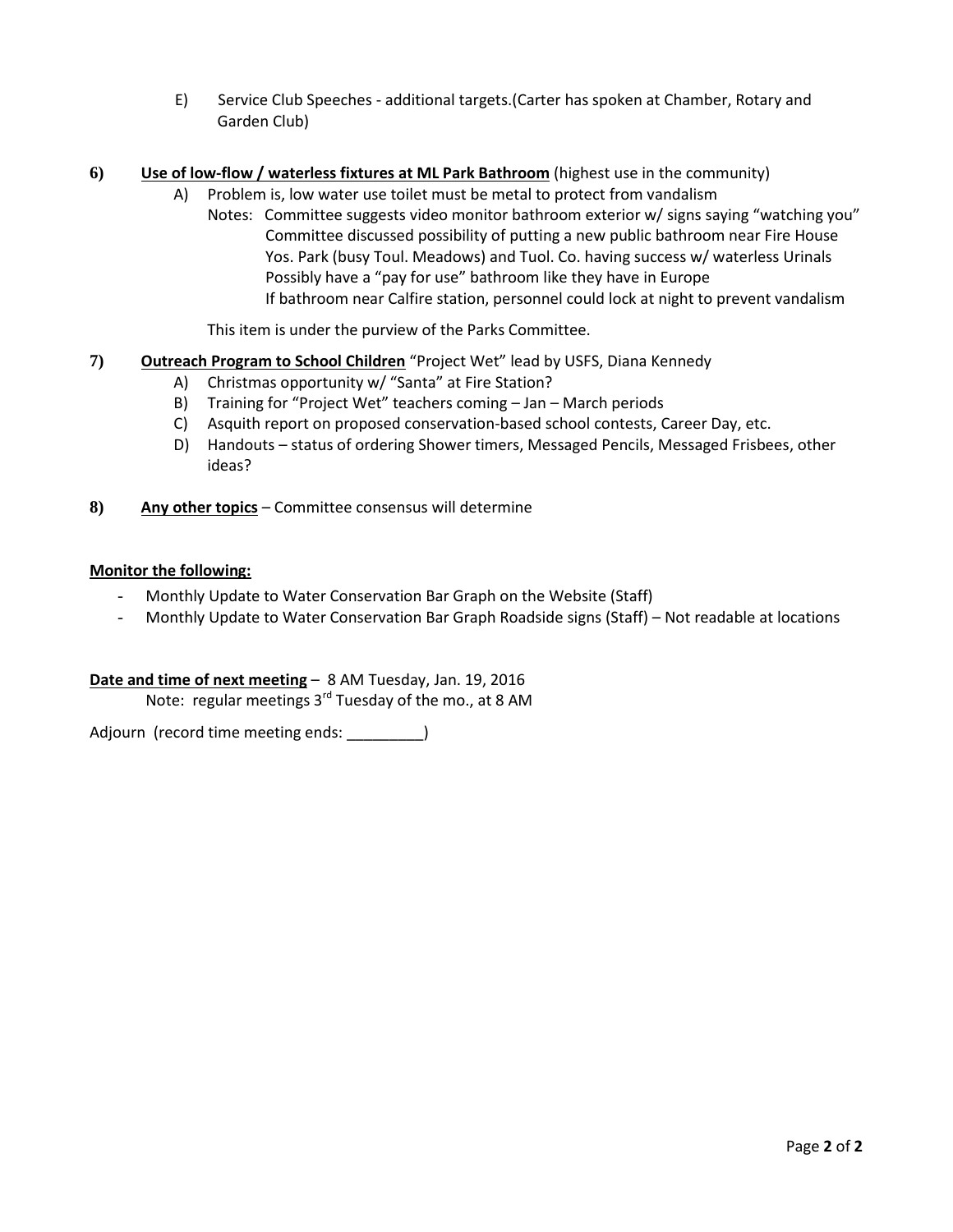E) Service Club Speeches - additional targets.(Carter has spoken at Chamber, Rotary and Garden Club)

**6)** **Use of low-flow / waterless fixtures at ML Park Bathroom** (highest use in the community)

- A) Problem is, low water use toilet must be metal to protect from vandalism

  Notes: Committee suggests video monitor bathroom exterior w/ signs saying "watching you"
  Committee discussed possibility of putting a new public bathroom near Fire House
  Yos. Park (busy Toul. Meadows) and Tuol. Co. having success w/ waterless Urinals
  Possibly have a "pay for use" bathroom like they have in Europe
  If bathroom near Calfire station, personnel could lock at night to prevent vandalism

  This item is under the purview of the Parks Committee.

**7)** **Outreach Program to School Children** "Project Wet" lead by USFS, Diana Kennedy

- A) Christmas opportunity w/ "Santa" at Fire Station?
- B) Training for "Project Wet" teachers coming – Jan – March periods
- C) Asquith report on proposed conservation-based school contests, Career Day, etc.
- D) Handouts – status of ordering Shower timers, Messaged Pencils, Messaged Frisbees, other ideas?

**8)** **Any other topics** – Committee consensus will determine

**Monitor the following:**

- Monthly Update to Water Conservation Bar Graph on the Website (Staff)
- Monthly Update to Water Conservation Bar Graph Roadside signs (Staff) – Not readable at locations

**Date and time of next meeting** – 8 AM Tuesday, Jan. 19, 2016

Note: regular meetings 3rd Tuesday of the mo., at 8 AM

Adjourn (record time meeting ends: _________)